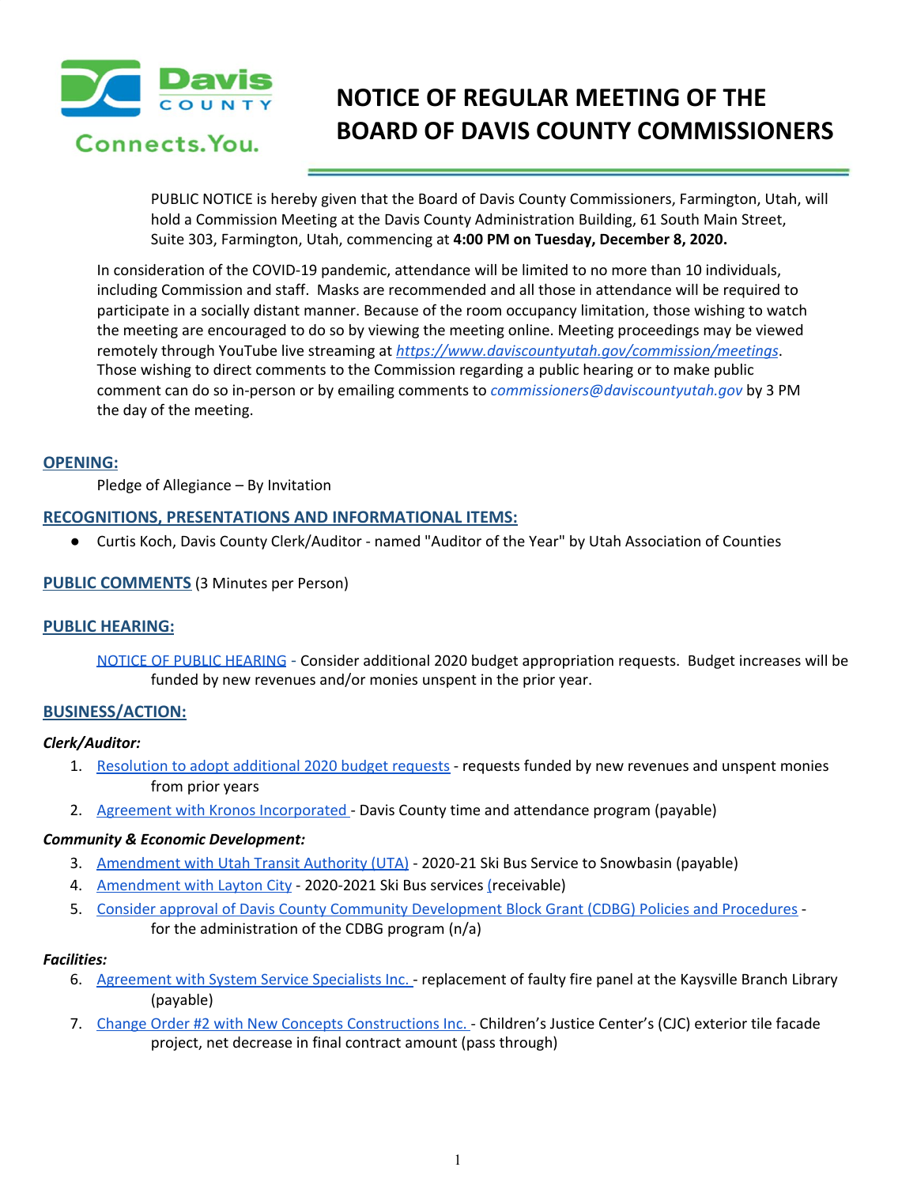# NOTICE OF REGULAR MEETING OF THE BOARD OF DAVIS COUNTY COMMISSIONERS

PUBLIC NOTICE is hereby given that the Board of Davis County Commissioners, Farmington, Utah, will hold a Commission Meeting at the Davis County Administration Building, 61 South Main Street, Suite 303, Farmington, Utah, commencing at **4:00 PM on Tuesday, December 8, 2020.**

In consideration of the COVID-19 pandemic, attendance will be limited to no more than 10 individuals, including Commission and staff. Masks are recommended and all those in attendance will be required to participate in a socially distant manner. Because of the room occupancy limitation, those wishing to watch the meeting are encouraged to do so by viewing the meeting online. Meeting proceedings may be viewed remotely through YouTube live streaming at *https://www.daviscountyutah.gov/commission/meetings*. Those wishing to direct comments to the Commission regarding a public hearing or to make public comment can do so in-person or by emailing comments to *commissioners@daviscountyutah.gov* by 3 PM the day of the meeting.

## OPENING:

Pledge of Allegiance – By Invitation

## RECOGNITIONS, PRESENTATIONS AND INFORMATIONAL ITEMS:

- Curtis Koch, Davis County Clerk/Auditor - named "Auditor of the Year" by Utah Association of Counties

## PUBLIC COMMENTS (3 Minutes per Person)

## PUBLIC HEARING:

NOTICE OF PUBLIC HEARING - Consider additional 2020 budget appropriation requests. Budget increases will be funded by new revenues and/or monies unspent in the prior year.

## BUSINESS/ACTION:

### *Clerk/Auditor:*

1. Resolution to adopt additional 2020 budget requests - requests funded by new revenues and unspent monies from prior years
2. Agreement with Kronos Incorporated - Davis County time and attendance program (payable)

### *Community & Economic Development:*

3. Amendment with Utah Transit Authority (UTA) - 2020-21 Ski Bus Service to Snowbasin (payable)
4. Amendment with Layton City - 2020-2021 Ski Bus services (receivable)
5. Consider approval of Davis County Community Development Block Grant (CDBG) Policies and Procedures - for the administration of the CDBG program (n/a)

### *Facilities:*

6. Agreement with System Service Specialists Inc. - replacement of faulty fire panel at the Kaysville Branch Library (payable)
7. Change Order #2 with New Concepts Constructions Inc. - Children's Justice Center's (CJC) exterior tile facade project, net decrease in final contract amount (pass through)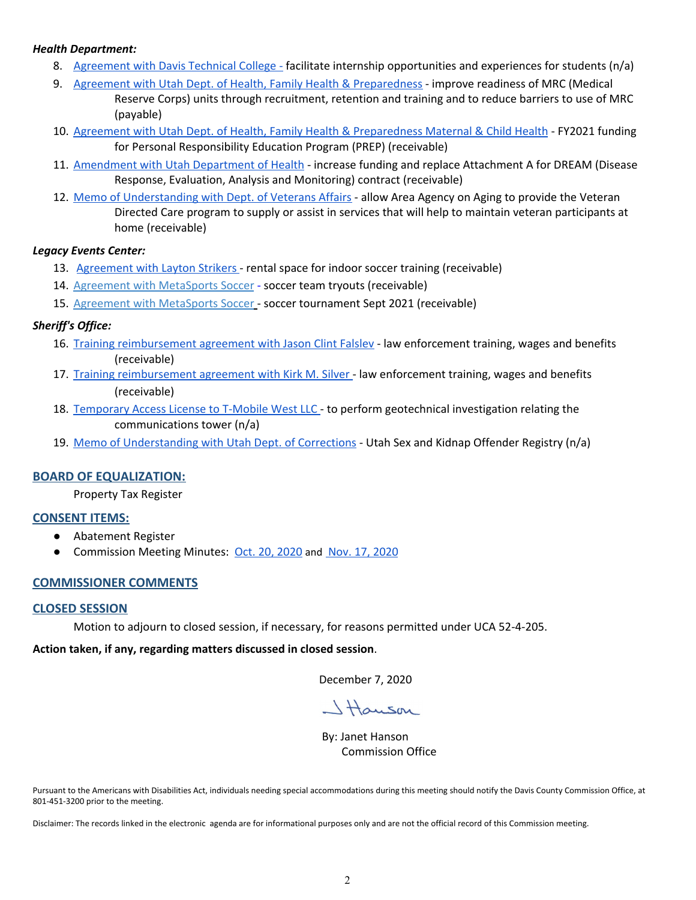***Health Department:***

8. Agreement with Davis Technical College - facilitate internship opportunities and experiences for students (n/a)
9. Agreement with Utah Dept. of Health, Family Health & Preparedness - improve readiness of MRC (Medical Reserve Corps) units through recruitment, retention and training and to reduce barriers to use of MRC (payable)
10. Agreement with Utah Dept. of Health, Family Health & Preparedness Maternal & Child Health - FY2021 funding for Personal Responsibility Education Program (PREP) (receivable)
11. Amendment with Utah Department of Health - increase funding and replace Attachment A for DREAM (Disease Response, Evaluation, Analysis and Monitoring) contract (receivable)
12. Memo of Understanding with Dept. of Veterans Affairs - allow Area Agency on Aging to provide the Veteran Directed Care program to supply or assist in services that will help to maintain veteran participants at home (receivable)

***Legacy Events Center:***

13. Agreement with Layton Strikers - rental space for indoor soccer training (receivable)
14. Agreement with MetaSports Soccer - soccer team tryouts (receivable)
15. Agreement with MetaSports Soccer - soccer tournament Sept 2021 (receivable)

***Sheriff's Office:***

16. Training reimbursement agreement with Jason Clint Falslev - law enforcement training, wages and benefits (receivable)
17. Training reimbursement agreement with Kirk M. Silver - law enforcement training, wages and benefits (receivable)
18. Temporary Access License to T-Mobile West LLC - to perform geotechnical investigation relating the communications tower (n/a)
19. Memo of Understanding with Utah Dept. of Corrections - Utah Sex and Kidnap Offender Registry (n/a)

## BOARD OF EQUALIZATION:

Property Tax Register

## CONSENT ITEMS:

- Abatement Register
- Commission Meeting Minutes: Oct. 20, 2020 and Nov. 17, 2020

## COMMISSIONER COMMENTS

## CLOSED SESSION

Motion to adjourn to closed session, if necessary, for reasons permitted under UCA 52-4-205.

**Action taken, if any, regarding matters discussed in closed session**.

December 7, 2020

J Hanson

By: Janet Hanson
Commission Office

Pursuant to the Americans with Disabilities Act, individuals needing special accommodations during this meeting should notify the Davis County Commission Office, at 801-451-3200 prior to the meeting.

Disclaimer: The records linked in the electronic agenda are for informational purposes only and are not the official record of this Commission meeting.